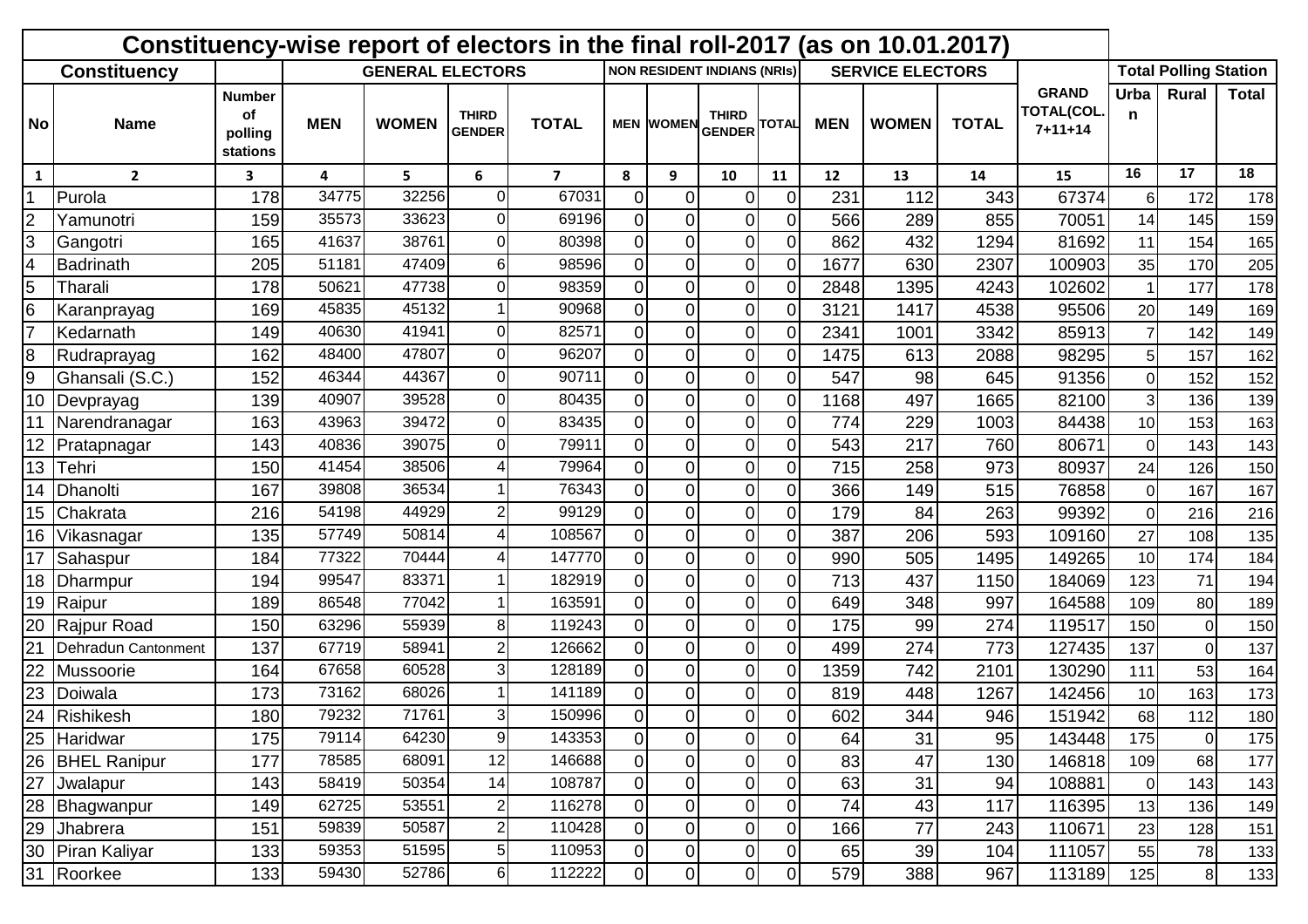# Constituency-wise report of electors in the final roll-2017 (as on 10.01.2017)

| Constituency | | | GENERAL ELECTORS | | | | NON RESIDENT INDIANS (NRIs) | | | | SERVICE ELECTORS | | | | Total Polling Station | | |
|---|---|---|---|---|---|---|---|---|---|---|---|---|---|---|---|---|---|
| No | Name | Number of polling stations | MEN | WOMEN | THIRD GENDER | TOTAL | MEN | WOMEN | THIRD GENDER | TOTAL | MEN | WOMEN | TOTAL | GRAND TOTAL(COL. 7+11+14 | Urban | Rural | Total |
| 1 | 2 | 3 | 4 | 5 | 6 | 7 | 8 | 9 | 10 | 11 | 12 | 13 | 14 | 15 | 16 | 17 | 18 |
| 1 | Purola | 178 | 34775 | 32256 | 0 | 67031 | 0 | 0 | 0 | 0 | 231 | 112 | 343 | 67374 | 6 | 172 | 178 |
| 2 | Yamunotri | 159 | 35573 | 33623 | 0 | 69196 | 0 | 0 | 0 | 0 | 566 | 289 | 855 | 70051 | 14 | 145 | 159 |
| 3 | Gangotri | 165 | 41637 | 38761 | 0 | 80398 | 0 | 0 | 0 | 0 | 862 | 432 | 1294 | 81692 | 11 | 154 | 165 |
| 4 | Badrinath | 205 | 51181 | 47409 | 6 | 98596 | 0 | 0 | 0 | 0 | 1677 | 630 | 2307 | 100903 | 35 | 170 | 205 |
| 5 | Tharali | 178 | 50621 | 47738 | 0 | 98359 | 0 | 0 | 0 | 0 | 2848 | 1395 | 4243 | 102602 | 1 | 177 | 178 |
| 6 | Karanprayag | 169 | 45835 | 45132 | 1 | 90968 | 0 | 0 | 0 | 0 | 3121 | 1417 | 4538 | 95506 | 20 | 149 | 169 |
| 7 | Kedarnath | 149 | 40630 | 41941 | 0 | 82571 | 0 | 0 | 0 | 0 | 2341 | 1001 | 3342 | 85913 | 7 | 142 | 149 |
| 8 | Rudraprayag | 162 | 48400 | 47807 | 0 | 96207 | 0 | 0 | 0 | 0 | 1475 | 613 | 2088 | 98295 | 5 | 157 | 162 |
| 9 | Ghansali (S.C.) | 152 | 46344 | 44367 | 0 | 90711 | 0 | 0 | 0 | 0 | 547 | 98 | 645 | 91356 | 0 | 152 | 152 |
| 10 | Devprayag | 139 | 40907 | 39528 | 0 | 80435 | 0 | 0 | 0 | 0 | 1168 | 497 | 1665 | 82100 | 3 | 136 | 139 |
| 11 | Narendranagar | 163 | 43963 | 39472 | 0 | 83435 | 0 | 0 | 0 | 0 | 774 | 229 | 1003 | 84438 | 10 | 153 | 163 |
| 12 | Pratapnagar | 143 | 40836 | 39075 | 0 | 79911 | 0 | 0 | 0 | 0 | 543 | 217 | 760 | 80671 | 0 | 143 | 143 |
| 13 | Tehri | 150 | 41454 | 38506 | 4 | 79964 | 0 | 0 | 0 | 0 | 715 | 258 | 973 | 80937 | 24 | 126 | 150 |
| 14 | Dhanolti | 167 | 39808 | 36534 | 1 | 76343 | 0 | 0 | 0 | 0 | 366 | 149 | 515 | 76858 | 0 | 167 | 167 |
| 15 | Chakrata | 216 | 54198 | 44929 | 2 | 99129 | 0 | 0 | 0 | 0 | 179 | 84 | 263 | 99392 | 0 | 216 | 216 |
| 16 | Vikasnagar | 135 | 57749 | 50814 | 4 | 108567 | 0 | 0 | 0 | 0 | 387 | 206 | 593 | 109160 | 27 | 108 | 135 |
| 17 | Sahaspur | 184 | 77322 | 70444 | 4 | 147770 | 0 | 0 | 0 | 0 | 990 | 505 | 1495 | 149265 | 10 | 174 | 184 |
| 18 | Dharmpur | 194 | 99547 | 83371 | 1 | 182919 | 0 | 0 | 0 | 0 | 713 | 437 | 1150 | 184069 | 123 | 71 | 194 |
| 19 | Raipur | 189 | 86548 | 77042 | 1 | 163591 | 0 | 0 | 0 | 0 | 649 | 348 | 997 | 164588 | 109 | 80 | 189 |
| 20 | Rajpur Road | 150 | 63296 | 55939 | 8 | 119243 | 0 | 0 | 0 | 0 | 175 | 99 | 274 | 119517 | 150 | 0 | 150 |
| 21 | Dehradun Cantonment | 137 | 67719 | 58941 | 2 | 126662 | 0 | 0 | 0 | 0 | 499 | 274 | 773 | 127435 | 137 | 0 | 137 |
| 22 | Mussoorie | 164 | 67658 | 60528 | 3 | 128189 | 0 | 0 | 0 | 0 | 1359 | 742 | 2101 | 130290 | 111 | 53 | 164 |
| 23 | Doiwala | 173 | 73162 | 68026 | 1 | 141189 | 0 | 0 | 0 | 0 | 819 | 448 | 1267 | 142456 | 10 | 163 | 173 |
| 24 | Rishikesh | 180 | 79232 | 71761 | 3 | 150996 | 0 | 0 | 0 | 0 | 602 | 344 | 946 | 151942 | 68 | 112 | 180 |
| 25 | Haridwar | 175 | 79114 | 64230 | 9 | 143353 | 0 | 0 | 0 | 0 | 64 | 31 | 95 | 143448 | 175 | 0 | 175 |
| 26 | BHEL Ranipur | 177 | 78585 | 68091 | 12 | 146688 | 0 | 0 | 0 | 0 | 83 | 47 | 130 | 146818 | 109 | 68 | 177 |
| 27 | Jwalapur | 143 | 58419 | 50354 | 14 | 108787 | 0 | 0 | 0 | 0 | 63 | 31 | 94 | 108881 | 0 | 143 | 143 |
| 28 | Bhagwanpur | 149 | 62725 | 53551 | 2 | 116278 | 0 | 0 | 0 | 0 | 74 | 43 | 117 | 116395 | 13 | 136 | 149 |
| 29 | Jhabrera | 151 | 59839 | 50587 | 2 | 110428 | 0 | 0 | 0 | 0 | 166 | 77 | 243 | 110671 | 23 | 128 | 151 |
| 30 | Piran Kaliyar | 133 | 59353 | 51595 | 5 | 110953 | 0 | 0 | 0 | 0 | 65 | 39 | 104 | 111057 | 55 | 78 | 133 |
| 31 | Roorkee | 133 | 59430 | 52786 | 6 | 112222 | 0 | 0 | 0 | 0 | 579 | 388 | 967 | 113189 | 125 | 8 | 133 |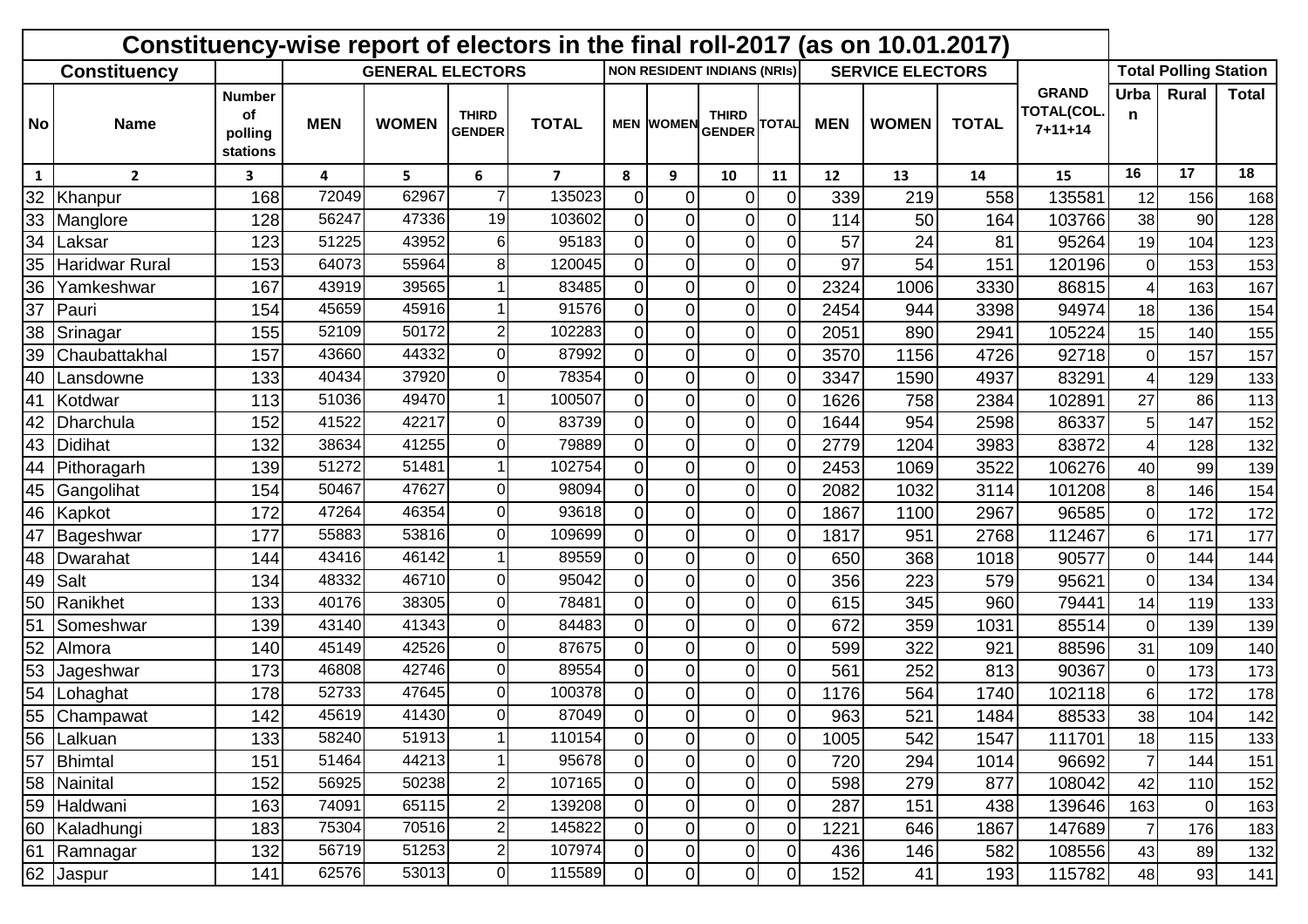| Constituency-wise report of electors in the final roll-2017 (as on 10.01.2017) | | | | | | | | | | | | | | | | | | |
|---|---|---|---|---|---|---|---|---|---|---|---|---|---|---|---|---|---|
| Constituency | | | GENERAL ELECTORS | | | | NON RESIDENT INDIANS (NRIs) | | | | SERVICE ELECTORS | | | | Total Polling Station | | |
| No | Name | Number of polling stations | MEN | WOMEN | THIRD GENDER | TOTAL | MEN | WOMEN | THIRD GENDER | TOTAL | MEN | WOMEN | TOTAL | GRAND TOTAL(COL. 7+11+14 | Urban | Rural | Total |
| 1 | 2 | 3 | 4 | 5 | 6 | 7 | 8 | 9 | 10 | 11 | 12 | 13 | 14 | 15 | 16 | 17 | 18 |
| 32 | Khanpur | 168 | 72049 | 62967 | 7 | 135023 | 0 | 0 | 0 | 0 | 339 | 219 | 558 | 135581 | 12 | 156 | 168 |
| 33 | Manglore | 128 | 56247 | 47336 | 19 | 103602 | 0 | 0 | 0 | 0 | 114 | 50 | 164 | 103766 | 38 | 90 | 128 |
| 34 | Laksar | 123 | 51225 | 43952 | 6 | 95183 | 0 | 0 | 0 | 0 | 57 | 24 | 81 | 95264 | 19 | 104 | 123 |
| 35 | Haridwar Rural | 153 | 64073 | 55964 | 8 | 120045 | 0 | 0 | 0 | 0 | 97 | 54 | 151 | 120196 | 0 | 153 | 153 |
| 36 | Yamkeshwar | 167 | 43919 | 39565 | 1 | 83485 | 0 | 0 | 0 | 0 | 2324 | 1006 | 3330 | 86815 | 4 | 163 | 167 |
| 37 | Pauri | 154 | 45659 | 45916 | 1 | 91576 | 0 | 0 | 0 | 0 | 2454 | 944 | 3398 | 94974 | 18 | 136 | 154 |
| 38 | Srinagar | 155 | 52109 | 50172 | 2 | 102283 | 0 | 0 | 0 | 0 | 2051 | 890 | 2941 | 105224 | 15 | 140 | 155 |
| 39 | Chaubattakhal | 157 | 43660 | 44332 | 0 | 87992 | 0 | 0 | 0 | 0 | 3570 | 1156 | 4726 | 92718 | 0 | 157 | 157 |
| 40 | Lansdowne | 133 | 40434 | 37920 | 0 | 78354 | 0 | 0 | 0 | 0 | 3347 | 1590 | 4937 | 83291 | 4 | 129 | 133 |
| 41 | Kotdwar | 113 | 51036 | 49470 | 1 | 100507 | 0 | 0 | 0 | 0 | 1626 | 758 | 2384 | 102891 | 27 | 86 | 113 |
| 42 | Dharchula | 152 | 41522 | 42217 | 0 | 83739 | 0 | 0 | 0 | 0 | 1644 | 954 | 2598 | 86337 | 5 | 147 | 152 |
| 43 | Didihat | 132 | 38634 | 41255 | 0 | 79889 | 0 | 0 | 0 | 0 | 2779 | 1204 | 3983 | 83872 | 4 | 128 | 132 |
| 44 | Pithoragarh | 139 | 51272 | 51481 | 1 | 102754 | 0 | 0 | 0 | 0 | 2453 | 1069 | 3522 | 106276 | 40 | 99 | 139 |
| 45 | Gangolihat | 154 | 50467 | 47627 | 0 | 98094 | 0 | 0 | 0 | 0 | 2082 | 1032 | 3114 | 101208 | 8 | 146 | 154 |
| 46 | Kapkot | 172 | 47264 | 46354 | 0 | 93618 | 0 | 0 | 0 | 0 | 1867 | 1100 | 2967 | 96585 | 0 | 172 | 172 |
| 47 | Bageshwar | 177 | 55883 | 53816 | 0 | 109699 | 0 | 0 | 0 | 0 | 1817 | 951 | 2768 | 112467 | 6 | 171 | 177 |
| 48 | Dwarahat | 144 | 43416 | 46142 | 1 | 89559 | 0 | 0 | 0 | 0 | 650 | 368 | 1018 | 90577 | 0 | 144 | 144 |
| 49 | Salt | 134 | 48332 | 46710 | 0 | 95042 | 0 | 0 | 0 | 0 | 356 | 223 | 579 | 95621 | 0 | 134 | 134 |
| 50 | Ranikhet | 133 | 40176 | 38305 | 0 | 78481 | 0 | 0 | 0 | 0 | 615 | 345 | 960 | 79441 | 14 | 119 | 133 |
| 51 | Someshwar | 139 | 43140 | 41343 | 0 | 84483 | 0 | 0 | 0 | 0 | 672 | 359 | 1031 | 85514 | 0 | 139 | 139 |
| 52 | Almora | 140 | 45149 | 42526 | 0 | 87675 | 0 | 0 | 0 | 0 | 599 | 322 | 921 | 88596 | 31 | 109 | 140 |
| 53 | Jageshwar | 173 | 46808 | 42746 | 0 | 89554 | 0 | 0 | 0 | 0 | 561 | 252 | 813 | 90367 | 0 | 173 | 173 |
| 54 | Lohaghat | 178 | 52733 | 47645 | 0 | 100378 | 0 | 0 | 0 | 0 | 1176 | 564 | 1740 | 102118 | 6 | 172 | 178 |
| 55 | Champawat | 142 | 45619 | 41430 | 0 | 87049 | 0 | 0 | 0 | 0 | 963 | 521 | 1484 | 88533 | 38 | 104 | 142 |
| 56 | Lalkuan | 133 | 58240 | 51913 | 1 | 110154 | 0 | 0 | 0 | 0 | 1005 | 542 | 1547 | 111701 | 18 | 115 | 133 |
| 57 | Bhimtal | 151 | 51464 | 44213 | 1 | 95678 | 0 | 0 | 0 | 0 | 720 | 294 | 1014 | 96692 | 7 | 144 | 151 |
| 58 | Nainital | 152 | 56925 | 50238 | 2 | 107165 | 0 | 0 | 0 | 0 | 598 | 279 | 877 | 108042 | 42 | 110 | 152 |
| 59 | Haldwani | 163 | 74091 | 65115 | 2 | 139208 | 0 | 0 | 0 | 0 | 287 | 151 | 438 | 139646 | 163 | 0 | 163 |
| 60 | Kaladhungi | 183 | 75304 | 70516 | 2 | 145822 | 0 | 0 | 0 | 0 | 1221 | 646 | 1867 | 147689 | 7 | 176 | 183 |
| 61 | Ramnagar | 132 | 56719 | 51253 | 2 | 107974 | 0 | 0 | 0 | 0 | 436 | 146 | 582 | 108556 | 43 | 89 | 132 |
| 62 | Jaspur | 141 | 62576 | 53013 | 0 | 115589 | 0 | 0 | 0 | 0 | 152 | 41 | 193 | 115782 | 48 | 93 | 141 |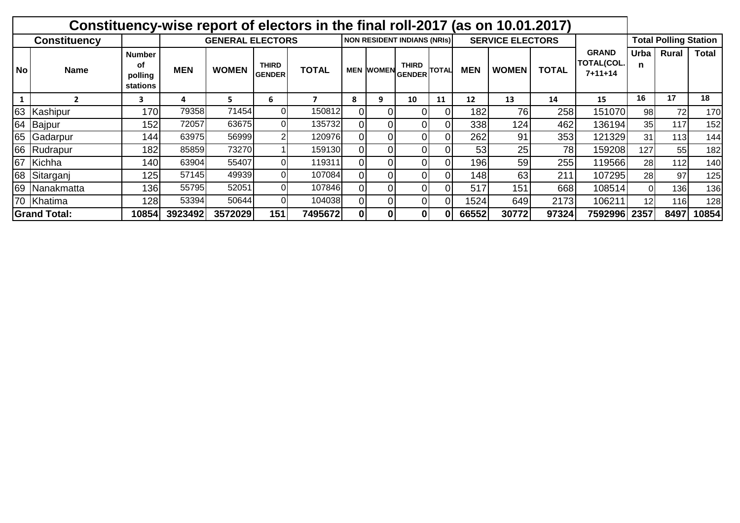# Constituency-wise report of electors in the final roll-2017 (as on 10.01.2017)

| Constituency | | | GENERAL ELECTORS | | | | NON RESIDENT INDIANS (NRIs) | | | | SERVICE ELECTORS | | | | Total Polling Station | | |
|---|---|---|---|---|---|---|---|---|---|---|---|---|---|---|---|---|---|
| No | Name | Number of polling stations | MEN | WOMEN | THIRD GENDER | TOTAL | MEN | WOMEN | THIRD GENDER | TOTAL | MEN | WOMEN | TOTAL | GRAND TOTAL(COL. 7+11+14 | Urban | Rural | Total |
| 1 | 2 | 3 | 4 | 5 | 6 | 7 | 8 | 9 | 10 | 11 | 12 | 13 | 14 | 15 | 16 | 17 | 18 |
| 63 | Kashipur | 170 | 79358 | 71454 | 0 | 150812 | 0 | 0 | 0 | 0 | 182 | 76 | 258 | 151070 | 98 | 72 | 170 |
| 64 | Bajpur | 152 | 72057 | 63675 | 0 | 135732 | 0 | 0 | 0 | 0 | 338 | 124 | 462 | 136194 | 35 | 117 | 152 |
| 65 | Gadarpur | 144 | 63975 | 56999 | 2 | 120976 | 0 | 0 | 0 | 0 | 262 | 91 | 353 | 121329 | 31 | 113 | 144 |
| 66 | Rudrapur | 182 | 85859 | 73270 | 1 | 159130 | 0 | 0 | 0 | 0 | 53 | 25 | 78 | 159208 | 127 | 55 | 182 |
| 67 | Kichha | 140 | 63904 | 55407 | 0 | 119311 | 0 | 0 | 0 | 0 | 196 | 59 | 255 | 119566 | 28 | 112 | 140 |
| 68 | Sitarganj | 125 | 57145 | 49939 | 0 | 107084 | 0 | 0 | 0 | 0 | 148 | 63 | 211 | 107295 | 28 | 97 | 125 |
| 69 | Nanakmatta | 136 | 55795 | 52051 | 0 | 107846 | 0 | 0 | 0 | 0 | 517 | 151 | 668 | 108514 | 0 | 136 | 136 |
| 70 | Khatima | 128 | 53394 | 50644 | 0 | 104038 | 0 | 0 | 0 | 0 | 1524 | 649 | 2173 | 106211 | 12 | 116 | 128 |
| **Grand Total:** | | **10854** | **3923492** | **3572029** | **151** | **7495672** | **0** | **0** | **0** | **0** | **66552** | **30772** | **97324** | **7592996** | **2357** | **8497** | **10854** |